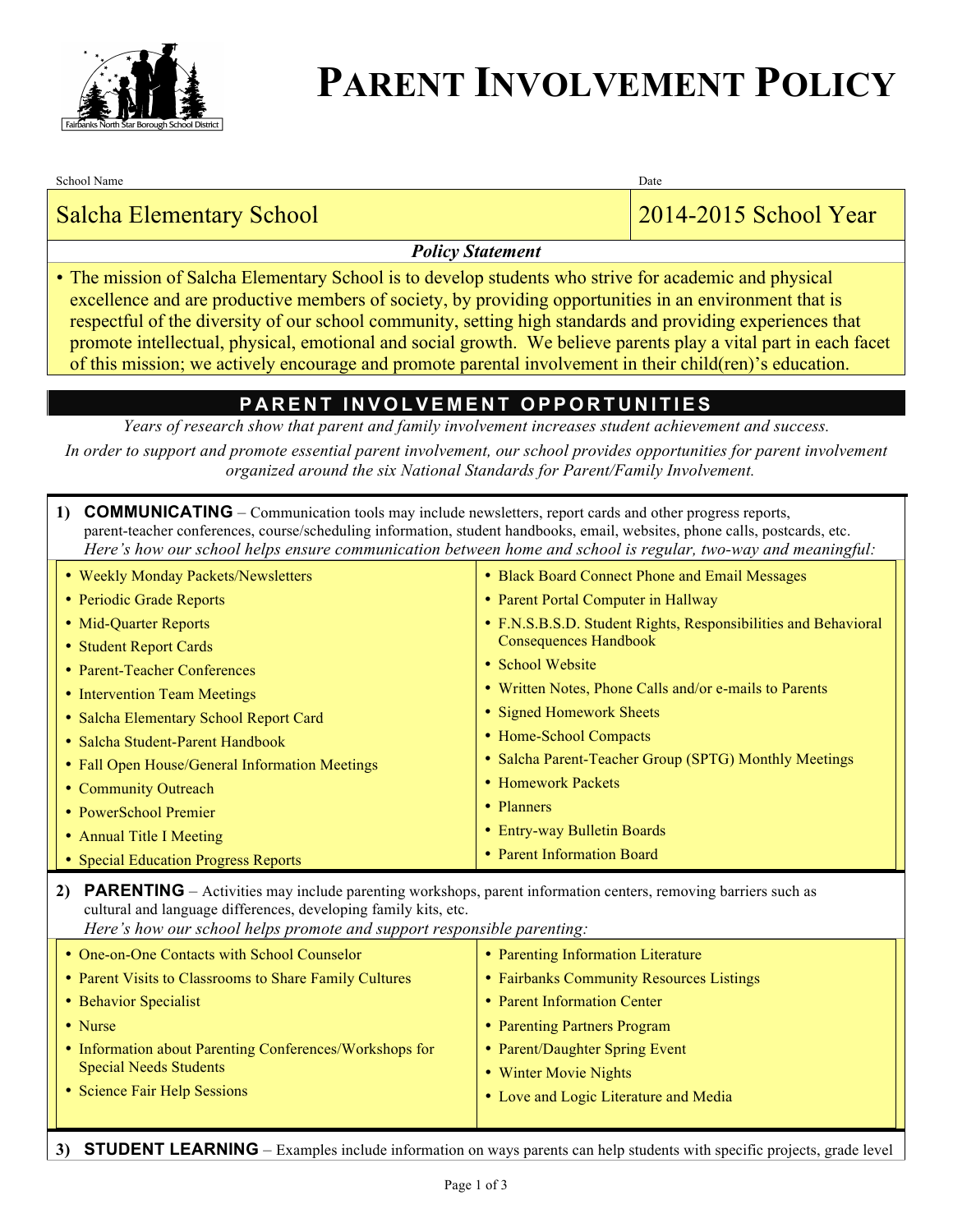# PARENT INVOLVEMENT POLICY

| School Name | Date |
|---|---|
| Salcha Elementary School | 2014-2015 School Year |

***Policy Statement***

- The mission of Salcha Elementary School is to develop students who strive for academic and physical excellence and are productive members of society, by providing opportunities in an environment that is respectful of the diversity of our school community, setting high standards and providing experiences that promote intellectual, physical, emotional and social growth. We believe parents play a vital part in each facet of this mission; we actively encourage and promote parental involvement in their child(ren)'s education.

## PARENT INVOLVEMENT OPPORTUNITIES

*Years of research show that parent and family involvement increases student achievement and success.*

*In order to support and promote essential parent involvement, our school provides opportunities for parent involvement organized around the six National Standards for Parent/Family Involvement.*

### 1) COMMUNICATING

– Communication tools may include newsletters, report cards and other progress reports, parent-teacher conferences, course/scheduling information, student handbooks, email, websites, phone calls, postcards, etc.

*Here's how our school helps ensure communication between home and school is regular, two-way and meaningful:*

- Weekly Monday Packets/Newsletters
- Periodic Grade Reports
- Mid-Quarter Reports
- Student Report Cards
- Parent-Teacher Conferences
- Intervention Team Meetings
- Salcha Elementary School Report Card
- Salcha Student-Parent Handbook
- Fall Open House/General Information Meetings
- Community Outreach
- PowerSchool Premier
- Annual Title I Meeting
- Special Education Progress Reports
- Black Board Connect Phone and Email Messages
- Parent Portal Computer in Hallway
- F.N.S.B.S.D. Student Rights, Responsibilities and Behavioral Consequences Handbook
- School Website
- Written Notes, Phone Calls and/or e-mails to Parents
- Signed Homework Sheets
- Home-School Compacts
- Salcha Parent-Teacher Group (SPTG) Monthly Meetings
- Homework Packets
- Planners
- Entry-way Bulletin Boards
- Parent Information Board

### 2) PARENTING

– Activities may include parenting workshops, parent information centers, removing barriers such as cultural and language differences, developing family kits, etc.

*Here's how our school helps promote and support responsible parenting:*

- One-on-One Contacts with School Counselor
- Parent Visits to Classrooms to Share Family Cultures
- Behavior Specialist
- Nurse
- Information about Parenting Conferences/Workshops for Special Needs Students
- Science Fair Help Sessions
- Parenting Information Literature
- Fairbanks Community Resources Listings
- Parent Information Center
- Parenting Partners Program
- Parent/Daughter Spring Event
- Winter Movie Nights
- Love and Logic Literature and Media

### 3) STUDENT LEARNING

– Examples include information on ways parents can help students with specific projects, grade level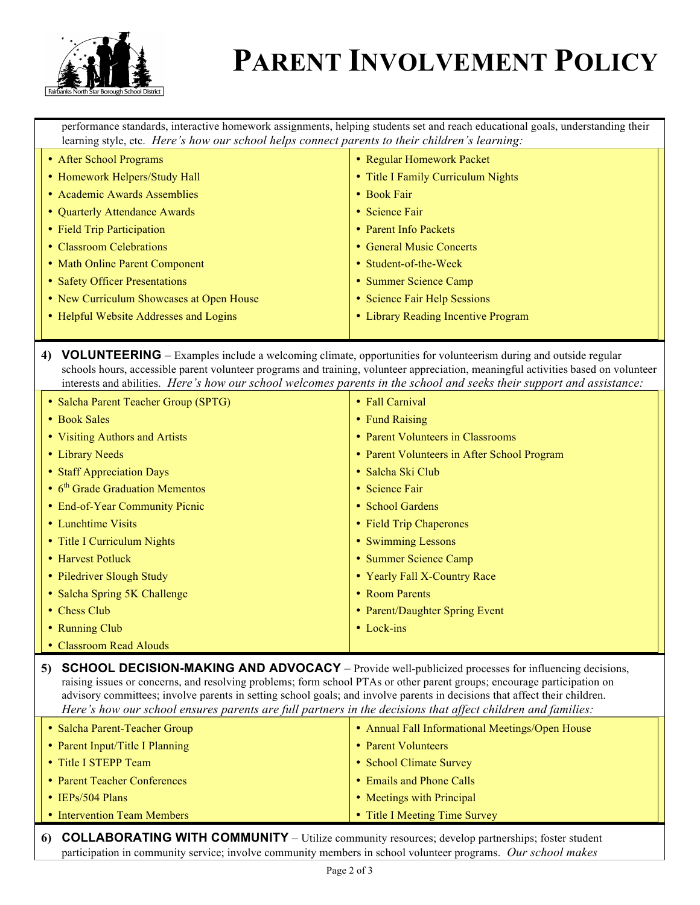# PARENT INVOLVEMENT POLICY

performance standards, interactive homework assignments, helping students set and reach educational goals, understanding their learning style, etc. *Here's how our school helps connect parents to their children's learning:*

- After School Programs
- Homework Helpers/Study Hall
- Academic Awards Assemblies
- Quarterly Attendance Awards
- Field Trip Participation
- Classroom Celebrations
- Math Online Parent Component
- Safety Officer Presentations
- New Curriculum Showcases at Open House
- Helpful Website Addresses and Logins
- Regular Homework Packet
- Title I Family Curriculum Nights
- Book Fair
- Science Fair
- Parent Info Packets
- General Music Concerts
- Student-of-the-Week
- Summer Science Camp
- Science Fair Help Sessions
- Library Reading Incentive Program

**4) VOLUNTEERING** – Examples include a welcoming climate, opportunities for volunteerism during and outside regular schools hours, accessible parent volunteer programs and training, volunteer appreciation, meaningful activities based on volunteer interests and abilities. *Here's how our school welcomes parents in the school and seeks their support and assistance:*

- Salcha Parent Teacher Group (SPTG)
- Book Sales
- Visiting Authors and Artists
- Library Needs
- Staff Appreciation Days
- 6th Grade Graduation Mementos
- End-of-Year Community Picnic
- Lunchtime Visits
- Title I Curriculum Nights
- Harvest Potluck
- Piledriver Slough Study
- Salcha Spring 5K Challenge
- Chess Club
- Running Club
- Classroom Read Alouds
- Fall Carnival
- Fund Raising
- Parent Volunteers in Classrooms
- Parent Volunteers in After School Program
- Salcha Ski Club
- Science Fair
- School Gardens
- Field Trip Chaperones
- Swimming Lessons
- Summer Science Camp
- Yearly Fall X-Country Race
- Room Parents
- Parent/Daughter Spring Event
- Lock-ins

**5) SCHOOL DECISION-MAKING AND ADVOCACY** – Provide well-publicized processes for influencing decisions, raising issues or concerns, and resolving problems; form school PTAs or other parent groups; encourage participation on advisory committees; involve parents in setting school goals; and involve parents in decisions that affect their children. *Here's how our school ensures parents are full partners in the decisions that affect children and families:*

- Salcha Parent-Teacher Group
- Parent Input/Title I Planning
- Title I STEPP Team
- Parent Teacher Conferences
- IEPs/504 Plans
- Intervention Team Members
- Annual Fall Informational Meetings/Open House
- Parent Volunteers
- School Climate Survey
- Emails and Phone Calls
- Meetings with Principal
- Title I Meeting Time Survey

**6) COLLABORATING WITH COMMUNITY** – Utilize community resources; develop partnerships; foster student participation in community service; involve community members in school volunteer programs. *Our school makes*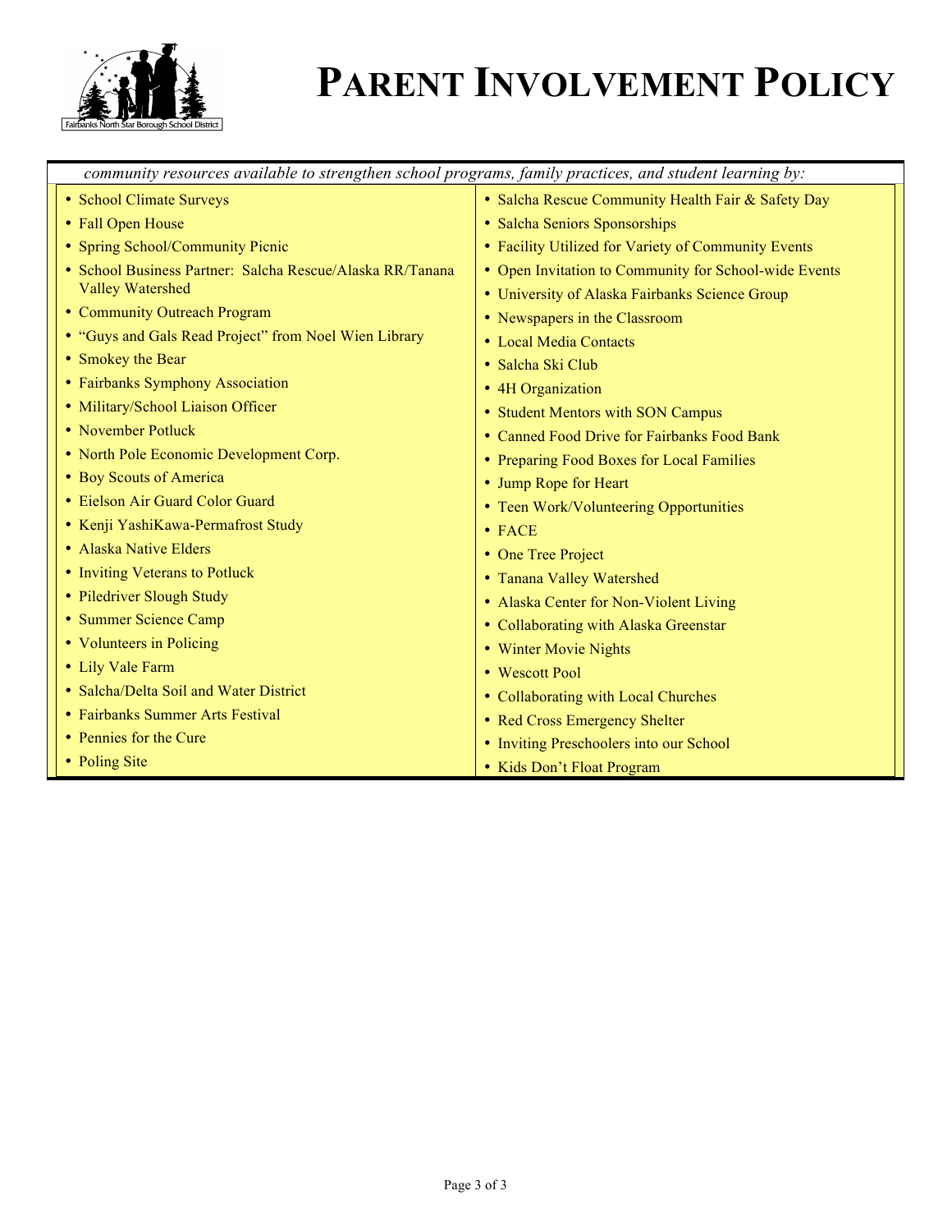# PARENT INVOLVEMENT POLICY

*community resources available to strengthen school programs, family practices, and student learning by:*

- School Climate Surveys
- Fall Open House
- Spring School/Community Picnic
- School Business Partner: Salcha Rescue/Alaska RR/Tanana Valley Watershed
- Community Outreach Program
- "Guys and Gals Read Project" from Noel Wien Library
- Smokey the Bear
- Fairbanks Symphony Association
- Military/School Liaison Officer
- November Potluck
- North Pole Economic Development Corp.
- Boy Scouts of America
- Eielson Air Guard Color Guard
- Kenji YashiKawa-Permafrost Study
- Alaska Native Elders
- Inviting Veterans to Potluck
- Piledriver Slough Study
- Summer Science Camp
- Volunteers in Policing
- Lily Vale Farm
- Salcha/Delta Soil and Water District
- Fairbanks Summer Arts Festival
- Pennies for the Cure
- Poling Site
- Salcha Rescue Community Health Fair & Safety Day
- Salcha Seniors Sponsorships
- Facility Utilized for Variety of Community Events
- Open Invitation to Community for School-wide Events
- University of Alaska Fairbanks Science Group
- Newspapers in the Classroom
- Local Media Contacts
- Salcha Ski Club
- 4H Organization
- Student Mentors with SON Campus
- Canned Food Drive for Fairbanks Food Bank
- Preparing Food Boxes for Local Families
- Jump Rope for Heart
- Teen Work/Volunteering Opportunities
- FACE
- One Tree Project
- Tanana Valley Watershed
- Alaska Center for Non-Violent Living
- Collaborating with Alaska Greenstar
- Winter Movie Nights
- Wescott Pool
- Collaborating with Local Churches
- Red Cross Emergency Shelter
- Inviting Preschoolers into our School
- Kids Don't Float Program